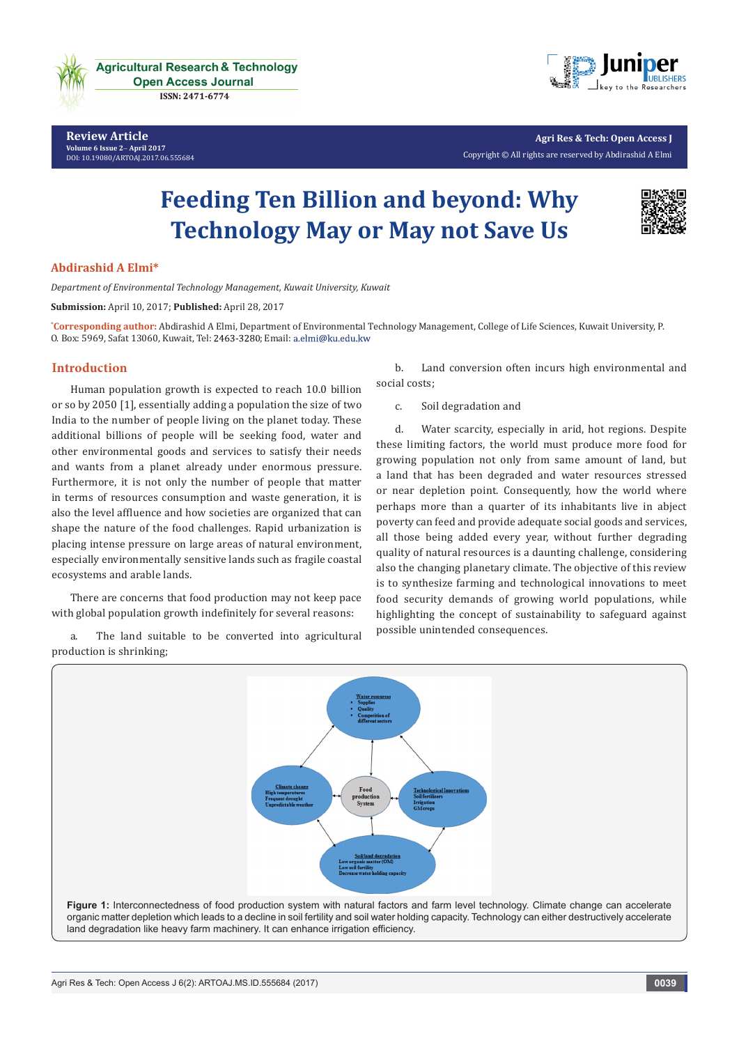Review Article
Volume 6 Issue 2– April 2017
DOI: 10.19080/ARTOAJ.2017.06.555684

Agri Res & Tech: Open Access J
Copyright © All rights are reserved by Abdirashid A Elmi

# Feeding Ten Billion and beyond: Why Technology May or May not Save Us

**Abdirashid A Elmi***

*Department of Environmental Technology Management, Kuwait University, Kuwait*

**Submission:** April 10, 2017; **Published:** April 28, 2017

*Corresponding author: Abdirashid A Elmi, Department of Environmental Technology Management, College of Life Sciences, Kuwait University, P. O. Box: 5969, Safat 13060, Kuwait, Tel: 2463-3280; Email: a.elmi@ku.edu.kw

## Introduction

Human population growth is expected to reach 10.0 billion or so by 2050 [1], essentially adding a population the size of two India to the number of people living on the planet today. These additional billions of people will be seeking food, water and other environmental goods and services to satisfy their needs and wants from a planet already under enormous pressure. Furthermore, it is not only the number of people that matter in terms of resources consumption and waste generation, it is also the level affluence and how societies are organized that can shape the nature of the food challenges. Rapid urbanization is placing intense pressure on large areas of natural environment, especially environmentally sensitive lands such as fragile coastal ecosystems and arable lands.

There are concerns that food production may not keep pace with global population growth indefinitely for several reasons:

a. The land suitable to be converted into agricultural production is shrinking;

b. Land conversion often incurs high environmental and social costs;

c. Soil degradation and

d. Water scarcity, especially in arid, hot regions. Despite these limiting factors, the world must produce more food for growing population not only from same amount of land, but a land that has been degraded and water resources stressed or near depletion point. Consequently, how the world where perhaps more than a quarter of its inhabitants live in abject poverty can feed and provide adequate social goods and services, all those being added every year, without further degrading quality of natural resources is a daunting challenge, considering also the changing planetary climate. The objective of this review is to synthesize farming and technological innovations to meet food security demands of growing world populations, while highlighting the concept of sustainability to safeguard against possible unintended consequences.

**Figure 1:** Interconnectedness of food production system with natural factors and farm level technology. Climate change can accelerate organic matter depletion which leads to a decline in soil fertility and soil water holding capacity. Technology can either destructively accelerate land degradation like heavy farm machinery. It can enhance irrigation efficiency.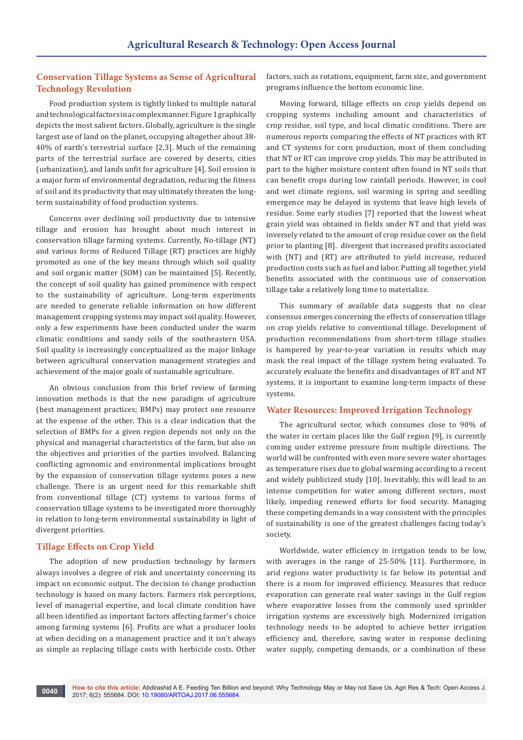## Conservation Tillage Systems as Sense of Agricultural Technology Revolution

Food production system is tightly linked to multiple natural and technological factors in a complex manner. Figure 1 graphically depicts the most salient factors. Globally, agriculture is the single largest use of land on the planet, occupying altogether about 38-40% of earth's terrestrial surface [2,3]. Much of the remaining parts of the terrestrial surface are covered by deserts, cities (urbanization), and lands unfit for agriculture [4]. Soil erosion is a major form of environmental degradation, reducing the fitness of soil and its productivity that may ultimately threaten the long-term sustainability of food production systems.

Concerns over declining soil productivity due to intensive tillage and erosion has brought about much interest in conservation tillage farming systems. Currently, No-tillage (NT) and various forms of Reduced Tillage (RT) practices are highly promoted as one of the key means through which soil quality and soil organic matter (SOM) can be maintained [5]. Recently, the concept of soil quality has gained prominence with respect to the sustainability of agriculture. Long-term experiments are needed to generate reliable information on how different management cropping systems may impact soil quality. However, only a few experiments have been conducted under the warm climatic conditions and sandy soils of the southeastern USA. Soil quality is increasingly conceptualized as the major linkage between agricultural conservation management strategies and achievement of the major goals of sustainable agriculture.

An obvious conclusion from this brief review of farming innovation methods is that the new paradigm of agriculture (best management practices; BMPs) may protect one resource at the expense of the other. This is a clear indication that the selection of BMPs for a given region depends not only on the physical and managerial characteristics of the farm, but also on the objectives and priorities of the parties involved. Balancing conflicting agronomic and environmental implications brought by the expansion of conservation tillage systems poses a new challenge. There is an urgent need for this remarkable shift from conventional tillage (CT) systems to various forms of conservation tillage systems to be investigated more thoroughly in relation to long-term environmental sustainability in light of divergent priorities.

## Tillage Effects on Crop Yield

The adoption of new production technology by farmers always involves a degree of risk and uncertainty concerning its impact on economic output. The decision to change production technology is based on many factors. Farmers risk perceptions, level of managerial expertise, and local climate condition have all been identified as important factors affecting farmer's choice among farming systems [6]. Profits are what a producer looks at when deciding on a management practice and it isn't always as simple as replacing tillage costs with herbicide costs. Other factors, such as rotations, equipment, farm size, and government programs influence the bottom economic line.

Moving forward, tillage effects on crop yields depend on cropping systems including amount and characteristics of crop residue, soil type, and local climatic conditions. There are numerous reports comparing the effects of NT practices with RT and CT systems for corn production, most of them concluding that NT or RT can improve crop yields. This may be attributed in part to the higher moisture content often found in NT soils that can benefit crops during low rainfall periods. However, in cool and wet climate regions, soil warming in spring and seedling emergence may be delayed in systems that leave high levels of residue. Some early studies [7] reported that the lowest wheat grain yield was obtained in fields under NT and that yield was inversely related to the amount of crop residue cover on the field prior to planting [8]. divergent that increased profits associated with (NT) and (RT) are attributed to yield increase, reduced production costs such as fuel and labor. Putting all together, yield benefits associated with the continuous use of conservation tillage take a relatively long time to materialize.

This summary of available data suggests that no clear consensus emerges concerning the effects of conservation tillage on crop yields relative to conventional tillage. Development of production recommendations from short-term tillage studies is hampered by year-to-year variation in results which may mask the real impact of the tillage system being evaluated. To accurately evaluate the benefits and disadvantages of RT and NT systems, it is important to examine long-term impacts of these systems.

## Water Resources: Improved Irrigation Technology

The agricultural sector, which consumes close to 90% of the water in certain places like the Gulf region [9], is currently coming under extreme pressure from multiple directions. The world will be confronted with even more severe water shortages as temperature rises due to global warming according to a recent and widely publicized study [10]. Inevitably, this will lead to an intense competition for water among different sectors, most likely, impeding renewed efforts for food security. Managing these competing demands in a way consistent with the principles of sustainability is one of the greatest challenges facing today's society.

Worldwide, water efficiency in irrigation tends to be low, with averages in the range of 25-50% [11]. Furthermore, in arid regions water productivity is far below its potential and there is a room for improved efficiency. Measures that reduce evaporation can generate real water savings in the Gulf region where evaporative losses from the commonly used sprinkler irrigation systems are excessively high. Modernized irrigation technology needs to be adopted to achieve better irrigation efficiency and, therefore, saving water in response declining water supply, competing demands, or a combination of these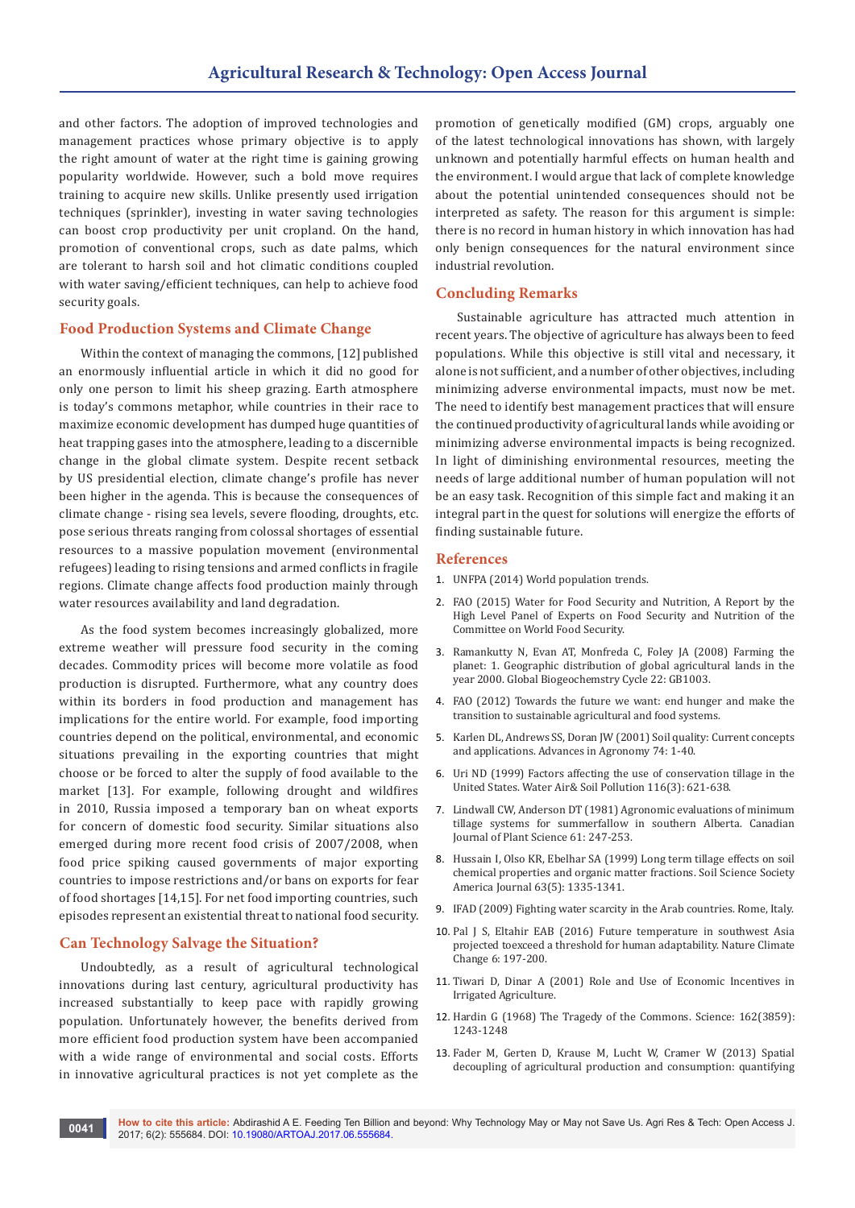and other factors. The adoption of improved technologies and management practices whose primary objective is to apply the right amount of water at the right time is gaining growing popularity worldwide. However, such a bold move requires training to acquire new skills. Unlike presently used irrigation techniques (sprinkler), investing in water saving technologies can boost crop productivity per unit cropland. On the hand, promotion of conventional crops, such as date palms, which are tolerant to harsh soil and hot climatic conditions coupled with water saving/efficient techniques, can help to achieve food security goals.

## Food Production Systems and Climate Change

Within the context of managing the commons, [12] published an enormously influential article in which it did no good for only one person to limit his sheep grazing. Earth atmosphere is today's commons metaphor, while countries in their race to maximize economic development has dumped huge quantities of heat trapping gases into the atmosphere, leading to a discernible change in the global climate system. Despite recent setback by US presidential election, climate change's profile has never been higher in the agenda. This is because the consequences of climate change - rising sea levels, severe flooding, droughts, etc. pose serious threats ranging from colossal shortages of essential resources to a massive population movement (environmental refugees) leading to rising tensions and armed conflicts in fragile regions. Climate change affects food production mainly through water resources availability and land degradation.

As the food system becomes increasingly globalized, more extreme weather will pressure food security in the coming decades. Commodity prices will become more volatile as food production is disrupted. Furthermore, what any country does within its borders in food production and management has implications for the entire world. For example, food importing countries depend on the political, environmental, and economic situations prevailing in the exporting countries that might choose or be forced to alter the supply of food available to the market [13]. For example, following drought and wildfires in 2010, Russia imposed a temporary ban on wheat exports for concern of domestic food security. Similar situations also emerged during more recent food crisis of 2007/2008, when food price spiking caused governments of major exporting countries to impose restrictions and/or bans on exports for fear of food shortages [14,15]. For net food importing countries, such episodes represent an existential threat to national food security.

## Can Technology Salvage the Situation?

Undoubtedly, as a result of agricultural technological innovations during last century, agricultural productivity has increased substantially to keep pace with rapidly growing population. Unfortunately however, the benefits derived from more efficient food production system have been accompanied with a wide range of environmental and social costs. Efforts in innovative agricultural practices is not yet complete as the promotion of genetically modified (GM) crops, arguably one of the latest technological innovations has shown, with largely unknown and potentially harmful effects on human health and the environment. I would argue that lack of complete knowledge about the potential unintended consequences should not be interpreted as safety. The reason for this argument is simple: there is no record in human history in which innovation has had only benign consequences for the natural environment since industrial revolution.

## Concluding Remarks

Sustainable agriculture has attracted much attention in recent years. The objective of agriculture has always been to feed populations. While this objective is still vital and necessary, it alone is not sufficient, and a number of other objectives, including minimizing adverse environmental impacts, must now be met. The need to identify best management practices that will ensure the continued productivity of agricultural lands while avoiding or minimizing adverse environmental impacts is being recognized. In light of diminishing environmental resources, meeting the needs of large additional number of human population will not be an easy task. Recognition of this simple fact and making it an integral part in the quest for solutions will energize the efforts of finding sustainable future.

## References

1. UNFPA (2014) World population trends.
2. FAO (2015) Water for Food Security and Nutrition, A Report by the High Level Panel of Experts on Food Security and Nutrition of the Committee on World Food Security.
3. Ramankutty N, Evan AT, Monfreda C, Foley JA (2008) Farming the planet: 1. Geographic distribution of global agricultural lands in the year 2000. Global Biogeochemistry Cycle 22: GB1003.
4. FAO (2012) Towards the future we want: end hunger and make the transition to sustainable agricultural and food systems.
5. Karlen DL, Andrews SS, Doran JW (2001) Soil quality: Current concepts and applications. Advances in Agronomy 74: 1-40.
6. Uri ND (1999) Factors affecting the use of conservation tillage in the United States. Water Air& Soil Pollution 116(3): 621-638.
7. Lindwall CW, Anderson DT (1981) Agronomic evaluations of minimum tillage systems for summerfallow in southern Alberta. Canadian Journal of Plant Science 61: 247-253.
8. Hussain I, Olso KR, Ebelhar SA (1999) Long term tillage effects on soil chemical properties and organic matter fractions. Soil Science Society America Journal 63(5): 1335-1341.
9. IFAD (2009) Fighting water scarcity in the Arab countries. Rome, Italy.
10. Pal J S, Eltahir EAB (2016) Future temperature in southwest Asia projected toexceed a threshold for human adaptability. Nature Climate Change 6: 197-200.
11. Tiwari D, Dinar A (2001) Role and Use of Economic Incentives in Irrigated Agriculture.
12. Hardin G (1968) The Tragedy of the Commons. Science: 162(3859): 1243-1248
13. Fader M, Gerten D, Krause M, Lucht W, Cramer W (2013) Spatial decoupling of agricultural production and consumption: quantifying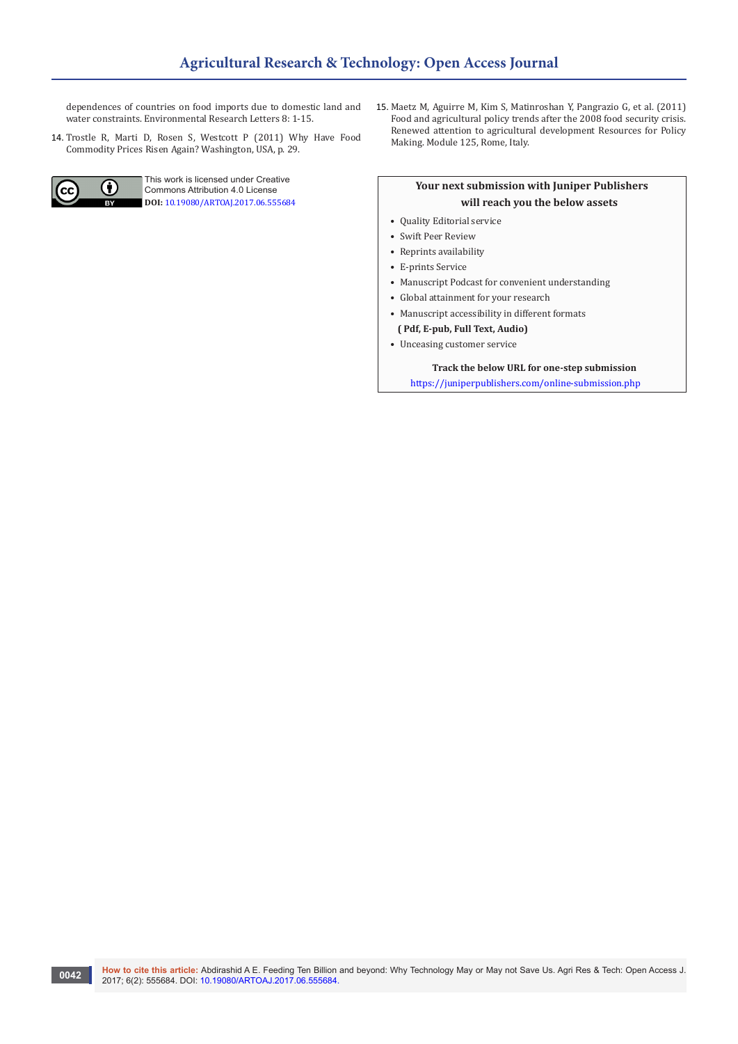dependences of countries on food imports due to domestic land and water constraints. Environmental Research Letters 8: 1-15.

14. Trostle R, Marti D, Rosen S, Westcott P (2011) Why Have Food Commodity Prices Risen Again? Washington, USA, p. 29.

15. Maetz M, Aguirre M, Kim S, Matinroshan Y, Pangrazio G, et al. (2011) Food and agricultural policy trends after the 2008 food security crisis. Renewed attention to agricultural development Resources for Policy Making. Module 125, Rome, Italy.

This work is licensed under Creative Commons Attribution 4.0 License
**DOI:** 10.19080/ARTOAJ.2017.06.555684

**Your next submission with Juniper Publishers will reach you the below assets**

- Quality Editorial service
- Swift Peer Review
- Reprints availability
- E-prints Service
- Manuscript Podcast for convenient understanding
- Global attainment for your research
- Manuscript accessibility in different formats
  **( Pdf, E-pub, Full Text, Audio)**
- Unceasing customer service

**Track the below URL for one-step submission**
https://juniperpublishers.com/online-submission.php

**How to cite this article:** Abdirashid A E. Feeding Ten Billion and beyond: Why Technology May or May not Save Us. Agri Res & Tech: Open Access J. 2017; 6(2): 555684. DOI: 10.19080/ARTOAJ.2017.06.555684.